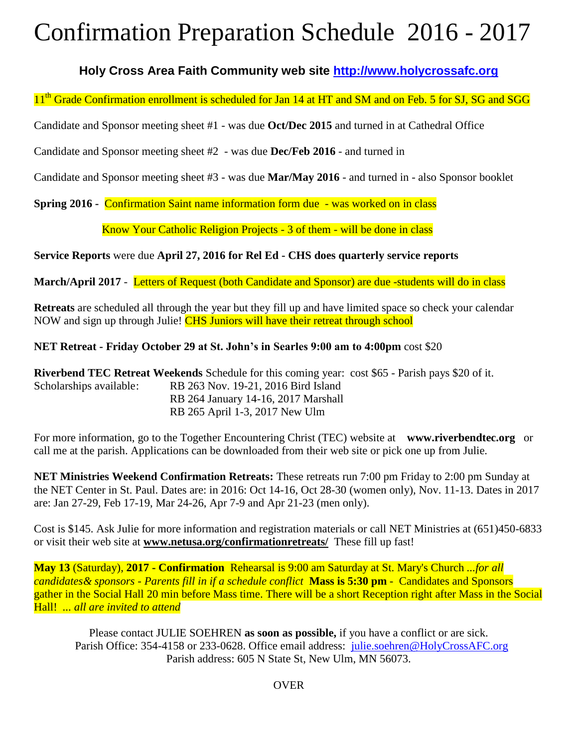# Confirmation Preparation Schedule 2016 - 2017

### Holy Cross Area Faith Community web site http://www.holycrossafc.org

11th Grade Confirmation enrollment is scheduled for Jan 14 at HT and SM and on Feb. 5 for SJ, SG and SGG

Candidate and Sponsor meeting sheet #1 - was due **Oct/Dec 2015** and turned in at Cathedral Office

Candidate and Sponsor meeting sheet #2 - was due **Dec/Feb 2016** - and turned in

Candidate and Sponsor meeting sheet #3 - was due **Mar/May 2016** - and turned in - also Sponsor booklet

**Spring 2016 -** Confirmation Saint name information form due - was worked on in class

Know Your Catholic Religion Projects - 3 of them - will be done in class

**Service Reports** were due **April 27, 2016 for Rel Ed - CHS does quarterly service reports**

**March/April 2017** - Letters of Request (both Candidate and Sponsor) are due -students will do in class

**Retreats** are scheduled all through the year but they fill up and have limited space so check your calendar NOW and sign up through Julie! CHS Juniors will have their retreat through school

**NET Retreat - Friday October 29 at St. John's in Searles 9:00 am to 4:00pm** cost $20

**Riverbend TEC Retreat Weekends** Schedule for this coming year: cost $65 - Parish pays $20 of it.
Scholarships available:
RB 263 Nov. 19-21, 2016 Bird Island
RB 264 January 14-16, 2017 Marshall
RB 265 April 1-3, 2017 New Ulm

For more information, go to the Together Encountering Christ (TEC) website at **www.riverbendtec.org** or call me at the parish. Applications can be downloaded from their web site or pick one up from Julie.

**NET Ministries Weekend Confirmation Retreats:** These retreats run 7:00 pm Friday to 2:00 pm Sunday at the NET Center in St. Paul. Dates are: in 2016: Oct 14-16, Oct 28-30 (women only), Nov. 11-13. Dates in 2017 are: Jan 27-29, Feb 17-19, Mar 24-26, Apr 7-9 and Apr 21-23 (men only).

Cost is $145. Ask Julie for more information and registration materials or call NET Ministries at (651)450-6833 or visit their web site at **www.netusa.org/confirmationretreats/** These fill up fast!

**May 13** (Saturday), **2017 - Confirmation** Rehearsal is 9:00 am Saturday at St. Mary's Church *...for all candidates& sponsors - Parents fill in if a schedule conflict* **Mass is 5:30 pm** - Candidates and Sponsors gather in the Social Hall 20 min before Mass time. There will be a short Reception right after Mass in the Social Hall! *... all are invited to attend*

Please contact JULIE SOEHREN **as soon as possible,** if you have a conflict or are sick.
Parish Office: 354-4158 or 233-0628. Office email address: julie.soehren@HolyCrossAFC.org
Parish address: 605 N State St, New Ulm, MN 56073.

OVER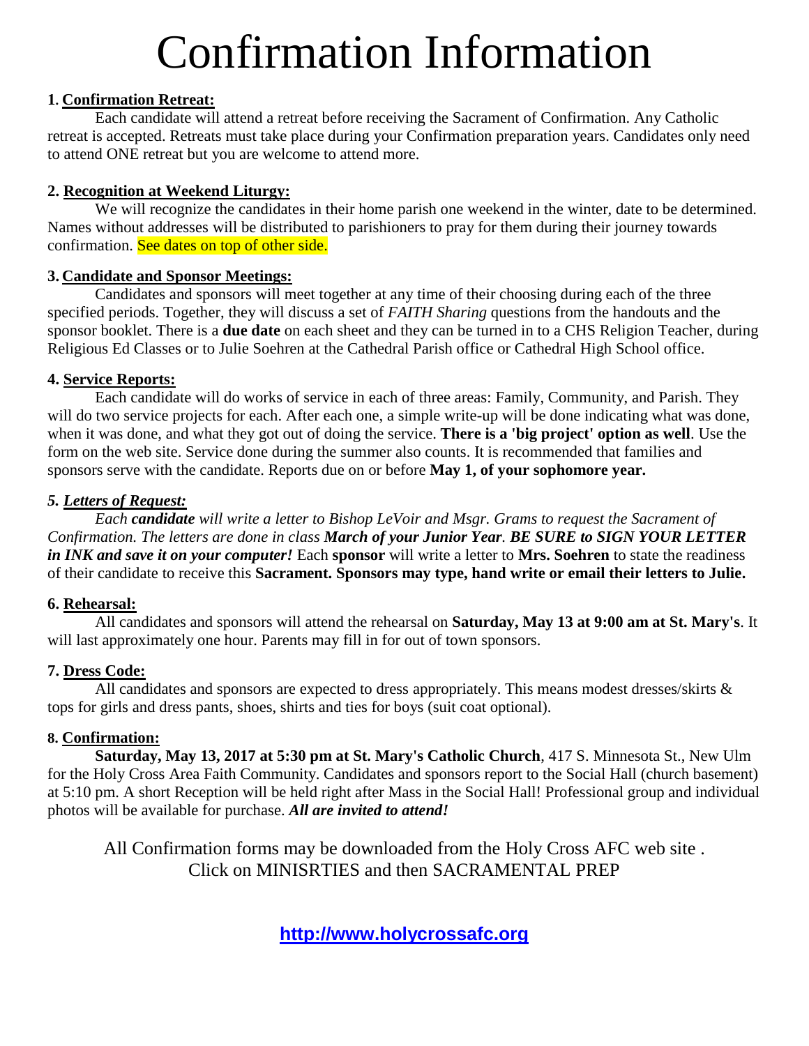# Confirmation Information

**1. Confirmation Retreat:**

Each candidate will attend a retreat before receiving the Sacrament of Confirmation. Any Catholic retreat is accepted. Retreats must take place during your Confirmation preparation years. Candidates only need to attend ONE retreat but you are welcome to attend more.

**2. Recognition at Weekend Liturgy:**

We will recognize the candidates in their home parish one weekend in the winter, date to be determined. Names without addresses will be distributed to parishioners to pray for them during their journey towards confirmation. See dates on top of other side.

**3. Candidate and Sponsor Meetings:**

Candidates and sponsors will meet together at any time of their choosing during each of the three specified periods. Together, they will discuss a set of *FAITH Sharing* questions from the handouts and the sponsor booklet. There is a **due date** on each sheet and they can be turned in to a CHS Religion Teacher, during Religious Ed Classes or to Julie Soehren at the Cathedral Parish office or Cathedral High School office.

**4. Service Reports:**

Each candidate will do works of service in each of three areas: Family, Community, and Parish. They will do two service projects for each. After each one, a simple write-up will be done indicating what was done, when it was done, and what they got out of doing the service. **There is a 'big project' option as well**. Use the form on the web site. Service done during the summer also counts. It is recommended that families and sponsors serve with the candidate. Reports due on or before **May 1, of your sophomore year.**

***5. Letters of Request:***

*Each **candidate** will write a letter to Bishop LeVoir and Msgr. Grams to request the Sacrament of Confirmation. The letters are done in class **March of your Junior Year**. **BE SURE to SIGN YOUR LETTER in INK and save it on your computer!*** Each **sponsor** will write a letter to **Mrs. Soehren** to state the readiness of their candidate to receive this **Sacrament. Sponsors may type, hand write or email their letters to Julie.**

**6. Rehearsal:**

All candidates and sponsors will attend the rehearsal on **Saturday, May 13 at 9:00 am at St. Mary's**. It will last approximately one hour. Parents may fill in for out of town sponsors.

**7. Dress Code:**

All candidates and sponsors are expected to dress appropriately. This means modest dresses/skirts & tops for girls and dress pants, shoes, shirts and ties for boys (suit coat optional).

**8. Confirmation:**

**Saturday, May 13, 2017 at 5:30 pm at St. Mary's Catholic Church**, 417 S. Minnesota St., New Ulm for the Holy Cross Area Faith Community. Candidates and sponsors report to the Social Hall (church basement) at 5:10 pm. A short Reception will be held right after Mass in the Social Hall! Professional group and individual photos will be available for purchase. ***All are invited to attend!***

All Confirmation forms may be downloaded from the Holy Cross AFC web site .
Click on MINISRTIES and then SACRAMENTAL PREP

**http://www.holycrossafc.org**